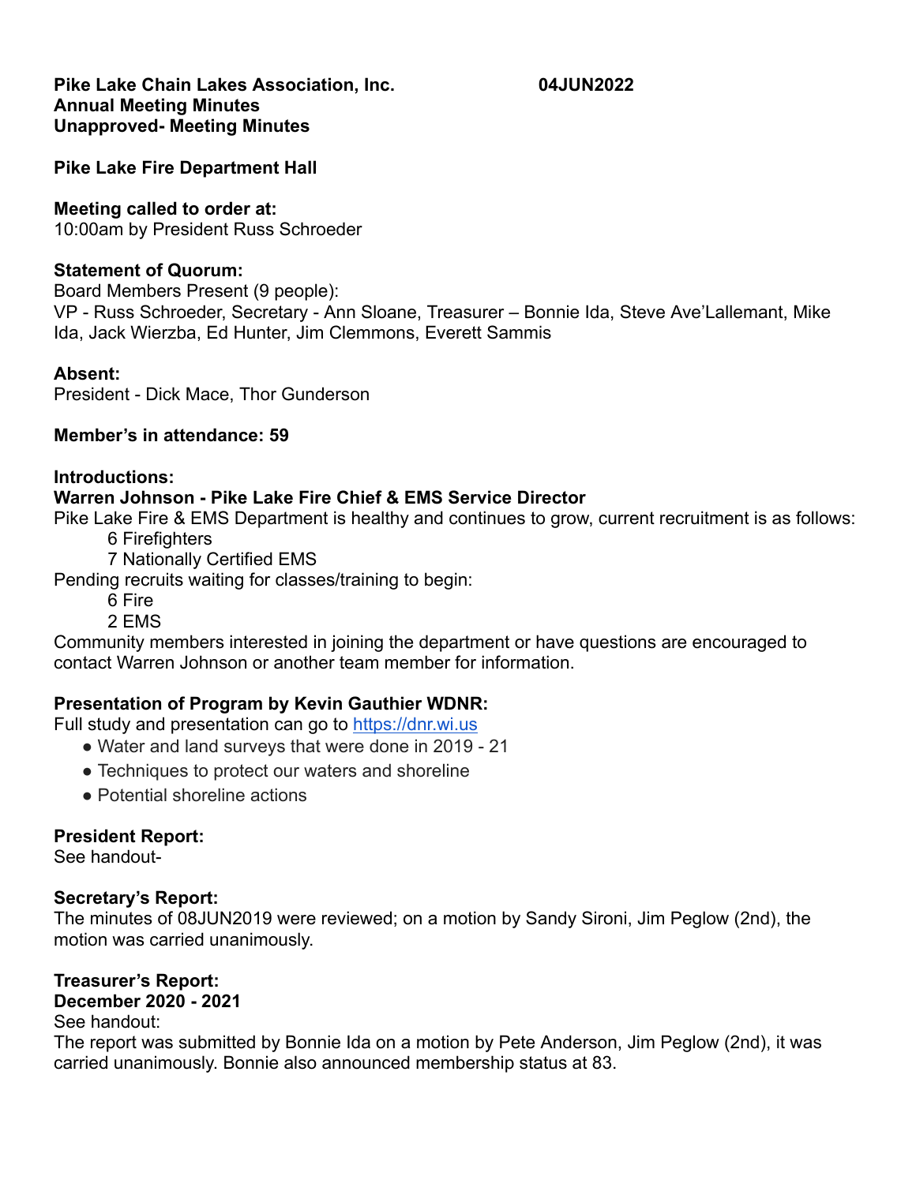**Pike Lake Chain Lakes Association, Inc.** **04JUN2022**
**Annual Meeting Minutes**
**Unapproved- Meeting Minutes**

**Pike Lake Fire Department Hall**

**Meeting called to order at:**
10:00am by President Russ Schroeder

**Statement of Quorum:**
Board Members Present (9 people):
VP - Russ Schroeder, Secretary - Ann Sloane, Treasurer – Bonnie Ida, Steve Ave'Lallemant, Mike Ida, Jack Wierzba, Ed Hunter, Jim Clemmons, Everett Sammis

**Absent:**
President - Dick Mace, Thor Gunderson

**Member's in attendance: 59**

**Introductions:**
**Warren Johnson - Pike Lake Fire Chief & EMS Service Director**
Pike Lake Fire & EMS Department is healthy and continues to grow, current recruitment is as follows:

- 6 Firefighters
- 7 Nationally Certified EMS

Pending recruits waiting for classes/training to begin:

- 6 Fire
- 2 EMS

Community members interested in joining the department or have questions are encouraged to contact Warren Johnson or another team member for information.

**Presentation of Program by Kevin Gauthier WDNR:**
Full study and presentation can go to [https://dnr.wi.us](https://dnr.wi.us)

- Water and land surveys that were done in 2019 - 21
- Techniques to protect our waters and shoreline
- Potential shoreline actions

**President Report:**
See handout-

**Secretary's Report:**
The minutes of 08JUN2019 were reviewed; on a motion by Sandy Sironi, Jim Peglow (2nd), the motion was carried unanimously.

**Treasurer's Report:**
**December 2020 - 2021**
See handout:
The report was submitted by Bonnie Ida on a motion by Pete Anderson, Jim Peglow (2nd), it was carried unanimously. Bonnie also announced membership status at 83.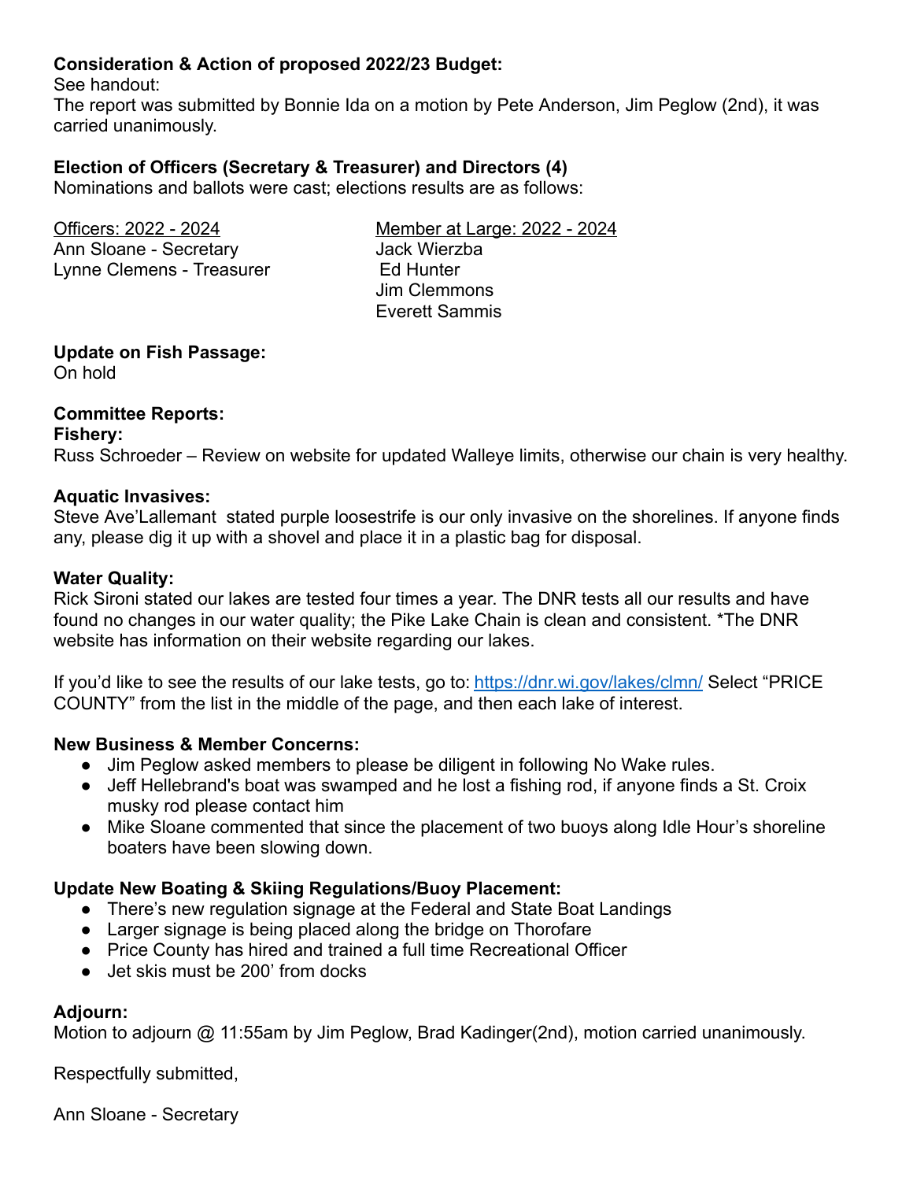**Consideration & Action of proposed 2022/23 Budget:**
See handout:
The report was submitted by Bonnie Ida on a motion by Pete Anderson, Jim Peglow (2nd), it was carried unanimously.

**Election of Officers (Secretary & Treasurer) and Directors (4)**
Nominations and ballots were cast; elections results are as follows:

| Officers: 2022 - 2024 | Member at Large: 2022 - 2024 |
|---|---|
| Ann Sloane - Secretary | Jack Wierzba |
| Lynne Clemens - Treasurer | Ed Hunter |
| | Jim Clemmons |
| | Everett Sammis |

**Update on Fish Passage:**
On hold

**Committee Reports:**

**Fishery:**
Russ Schroeder – Review on website for updated Walleye limits, otherwise our chain is very healthy.

**Aquatic Invasives:**
Steve Ave'Lallemant stated purple loosestrife is our only invasive on the shorelines. If anyone finds any, please dig it up with a shovel and place it in a plastic bag for disposal.

**Water Quality:**
Rick Sironi stated our lakes are tested four times a year. The DNR tests all our results and have found no changes in our water quality; the Pike Lake Chain is clean and consistent. *The DNR website has information on their website regarding our lakes.

If you'd like to see the results of our lake tests, go to: https://dnr.wi.gov/lakes/clmn/ Select "PRICE COUNTY" from the list in the middle of the page, and then each lake of interest.

**New Business & Member Concerns:**

- Jim Peglow asked members to please be diligent in following No Wake rules.
- Jeff Hellebrand's boat was swamped and he lost a fishing rod, if anyone finds a St. Croix musky rod please contact him
- Mike Sloane commented that since the placement of two buoys along Idle Hour's shoreline boaters have been slowing down.

**Update New Boating & Skiing Regulations/Buoy Placement:**

- There's new regulation signage at the Federal and State Boat Landings
- Larger signage is being placed along the bridge on Thorofare
- Price County has hired and trained a full time Recreational Officer
- Jet skis must be 200' from docks

**Adjourn:**
Motion to adjourn @ 11:55am by Jim Peglow, Brad Kadinger(2nd), motion carried unanimously.

Respectfully submitted,

Ann Sloane - Secretary